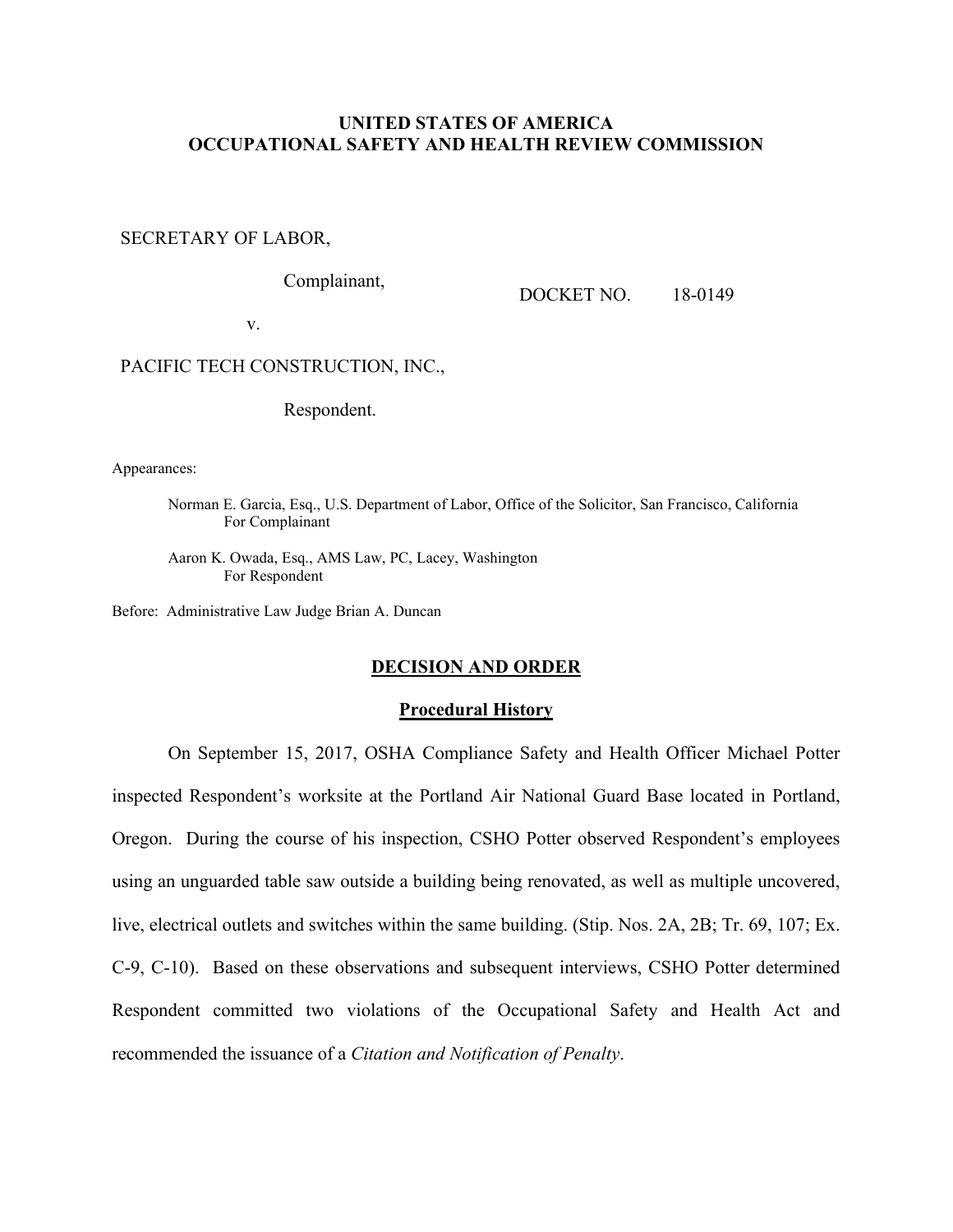**UNITED STATES OF AMERICA**
**OCCUPATIONAL SAFETY AND HEALTH REVIEW COMMISSION**

SECRETARY OF LABOR,

Complainant,

v.

DOCKET NO. 18-0149

PACIFIC TECH CONSTRUCTION, INC.,

Respondent.

Appearances:

Norman E. Garcia, Esq., U.S. Department of Labor, Office of the Solicitor, San Francisco, California
For Complainant

Aaron K. Owada, Esq., AMS Law, PC, Lacey, Washington
For Respondent

Before: Administrative Law Judge Brian A. Duncan

## DECISION AND ORDER

### Procedural History

On September 15, 2017, OSHA Compliance Safety and Health Officer Michael Potter inspected Respondent's worksite at the Portland Air National Guard Base located in Portland, Oregon. During the course of his inspection, CSHO Potter observed Respondent's employees using an unguarded table saw outside a building being renovated, as well as multiple uncovered, live, electrical outlets and switches within the same building. (Stip. Nos. 2A, 2B; Tr. 69, 107; Ex. C-9, C-10). Based on these observations and subsequent interviews, CSHO Potter determined Respondent committed two violations of the Occupational Safety and Health Act and recommended the issuance of a *Citation and Notification of Penalty*.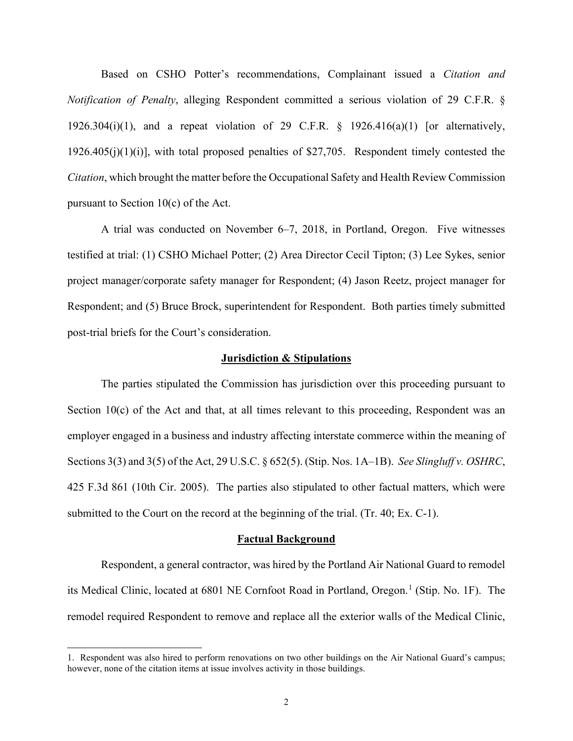Based on CSHO Potter's recommendations, Complainant issued a *Citation and Notification of Penalty*, alleging Respondent committed a serious violation of 29 C.F.R. § 1926.304(i)(1), and a repeat violation of 29 C.F.R. § 1926.416(a)(1) [or alternatively, 1926.405(j)(1)(i)], with total proposed penalties of $27,705. Respondent timely contested the *Citation*, which brought the matter before the Occupational Safety and Health Review Commission pursuant to Section 10(c) of the Act.

A trial was conducted on November 6–7, 2018, in Portland, Oregon. Five witnesses testified at trial: (1) CSHO Michael Potter; (2) Area Director Cecil Tipton; (3) Lee Sykes, senior project manager/corporate safety manager for Respondent; (4) Jason Reetz, project manager for Respondent; and (5) Bruce Brock, superintendent for Respondent. Both parties timely submitted post-trial briefs for the Court's consideration.

## Jurisdiction & Stipulations

The parties stipulated the Commission has jurisdiction over this proceeding pursuant to Section 10(c) of the Act and that, at all times relevant to this proceeding, Respondent was an employer engaged in a business and industry affecting interstate commerce within the meaning of Sections 3(3) and 3(5) of the Act, 29 U.S.C. § 652(5). (Stip. Nos. 1A–1B). *See Slingluff v. OSHRC*, 425 F.3d 861 (10th Cir. 2005). The parties also stipulated to other factual matters, which were submitted to the Court on the record at the beginning of the trial. (Tr. 40; Ex. C-1).

## Factual Background

Respondent, a general contractor, was hired by the Portland Air National Guard to remodel its Medical Clinic, located at 6801 NE Cornfoot Road in Portland, Oregon.[1] (Stip. No. 1F). The remodel required Respondent to remove and replace all the exterior walls of the Medical Clinic,

1. Respondent was also hired to perform renovations on two other buildings on the Air National Guard's campus; however, none of the citation items at issue involves activity in those buildings.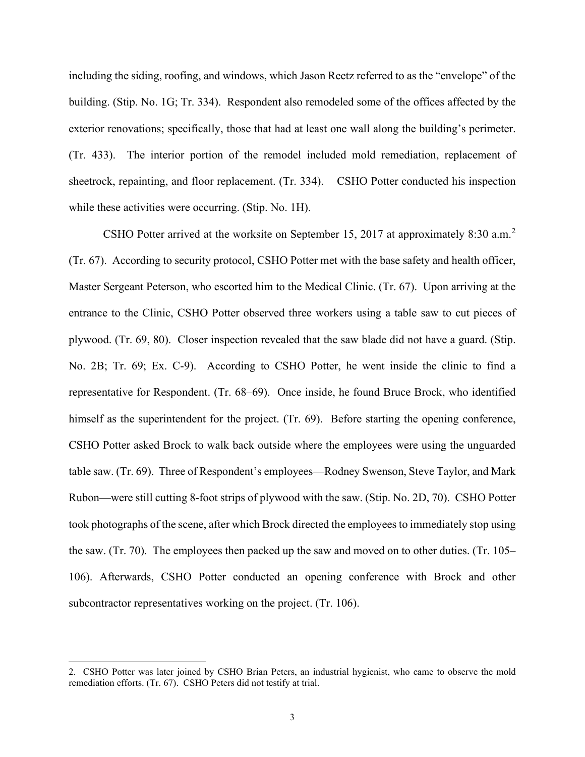including the siding, roofing, and windows, which Jason Reetz referred to as the "envelope" of the building. (Stip. No. 1G; Tr. 334). Respondent also remodeled some of the offices affected by the exterior renovations; specifically, those that had at least one wall along the building's perimeter. (Tr. 433). The interior portion of the remodel included mold remediation, replacement of sheetrock, repainting, and floor replacement. (Tr. 334). CSHO Potter conducted his inspection while these activities were occurring. (Stip. No. 1H).

CSHO Potter arrived at the worksite on September 15, 2017 at approximately 8:30 a.m.[2] (Tr. 67). According to security protocol, CSHO Potter met with the base safety and health officer, Master Sergeant Peterson, who escorted him to the Medical Clinic. (Tr. 67). Upon arriving at the entrance to the Clinic, CSHO Potter observed three workers using a table saw to cut pieces of plywood. (Tr. 69, 80). Closer inspection revealed that the saw blade did not have a guard. (Stip. No. 2B; Tr. 69; Ex. C-9). According to CSHO Potter, he went inside the clinic to find a representative for Respondent. (Tr. 68–69). Once inside, he found Bruce Brock, who identified himself as the superintendent for the project. (Tr. 69). Before starting the opening conference, CSHO Potter asked Brock to walk back outside where the employees were using the unguarded table saw. (Tr. 69). Three of Respondent's employees—Rodney Swenson, Steve Taylor, and Mark Rubon—were still cutting 8-foot strips of plywood with the saw. (Stip. No. 2D, 70). CSHO Potter took photographs of the scene, after which Brock directed the employees to immediately stop using the saw. (Tr. 70). The employees then packed up the saw and moved on to other duties. (Tr. 105–106). Afterwards, CSHO Potter conducted an opening conference with Brock and other subcontractor representatives working on the project. (Tr. 106).

---

2. CSHO Potter was later joined by CSHO Brian Peters, an industrial hygienist, who came to observe the mold remediation efforts. (Tr. 67). CSHO Peters did not testify at trial.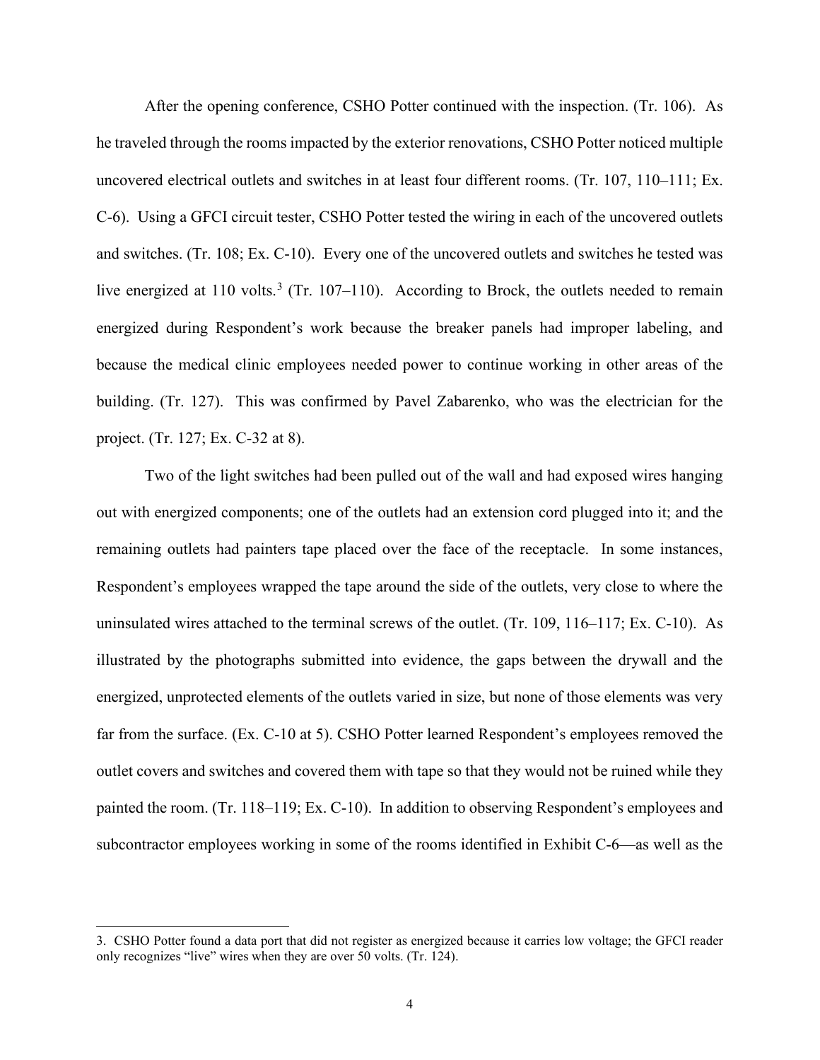After the opening conference, CSHO Potter continued with the inspection. (Tr. 106). As he traveled through the rooms impacted by the exterior renovations, CSHO Potter noticed multiple uncovered electrical outlets and switches in at least four different rooms. (Tr. 107, 110–111; Ex. C-6). Using a GFCI circuit tester, CSHO Potter tested the wiring in each of the uncovered outlets and switches. (Tr. 108; Ex. C-10). Every one of the uncovered outlets and switches he tested was live energized at 110 volts.[3] (Tr. 107–110). According to Brock, the outlets needed to remain energized during Respondent's work because the breaker panels had improper labeling, and because the medical clinic employees needed power to continue working in other areas of the building. (Tr. 127). This was confirmed by Pavel Zabarenko, who was the electrician for the project. (Tr. 127; Ex. C-32 at 8).

Two of the light switches had been pulled out of the wall and had exposed wires hanging out with energized components; one of the outlets had an extension cord plugged into it; and the remaining outlets had painters tape placed over the face of the receptacle. In some instances, Respondent's employees wrapped the tape around the side of the outlets, very close to where the uninsulated wires attached to the terminal screws of the outlet. (Tr. 109, 116–117; Ex. C-10). As illustrated by the photographs submitted into evidence, the gaps between the drywall and the energized, unprotected elements of the outlets varied in size, but none of those elements was very far from the surface. (Ex. C-10 at 5). CSHO Potter learned Respondent's employees removed the outlet covers and switches and covered them with tape so that they would not be ruined while they painted the room. (Tr. 118–119; Ex. C-10). In addition to observing Respondent's employees and subcontractor employees working in some of the rooms identified in Exhibit C-6—as well as the

3. CSHO Potter found a data port that did not register as energized because it carries low voltage; the GFCI reader only recognizes "live" wires when they are over 50 volts. (Tr. 124).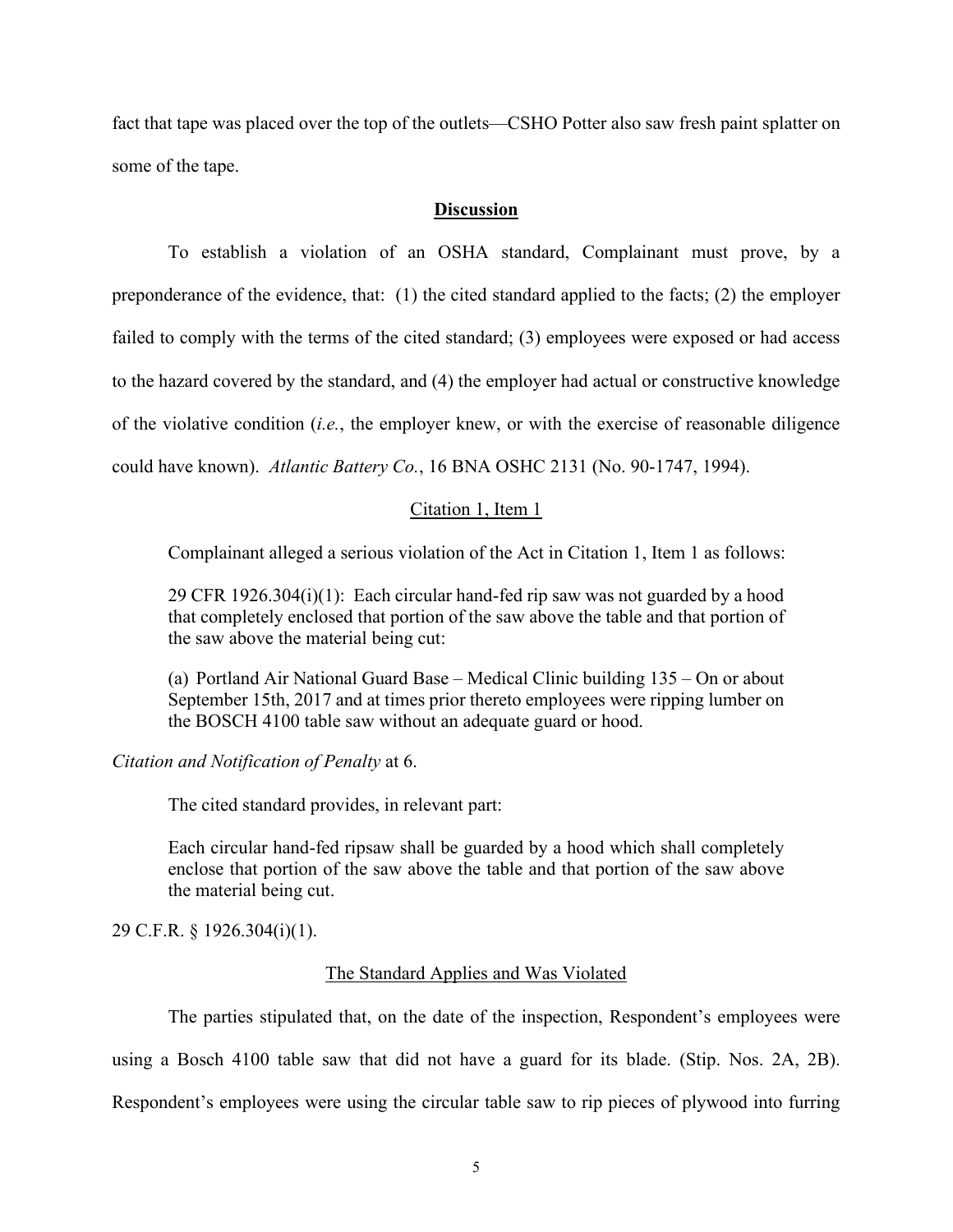fact that tape was placed over the top of the outlets—CSHO Potter also saw fresh paint splatter on some of the tape.

## Discussion

To establish a violation of an OSHA standard, Complainant must prove, by a preponderance of the evidence, that: (1) the cited standard applied to the facts; (2) the employer failed to comply with the terms of the cited standard; (3) employees were exposed or had access to the hazard covered by the standard, and (4) the employer had actual or constructive knowledge of the violative condition (*i.e.*, the employer knew, or with the exercise of reasonable diligence could have known). *Atlantic Battery Co.*, 16 BNA OSHC 2131 (No. 90-1747, 1994).

### Citation 1, Item 1

Complainant alleged a serious violation of the Act in Citation 1, Item 1 as follows:

> 29 CFR 1926.304(i)(1): Each circular hand-fed rip saw was not guarded by a hood that completely enclosed that portion of the saw above the table and that portion of the saw above the material being cut:
>
> (a) Portland Air National Guard Base – Medical Clinic building 135 – On or about September 15th, 2017 and at times prior thereto employees were ripping lumber on the BOSCH 4100 table saw without an adequate guard or hood.

*Citation and Notification of Penalty* at 6.

The cited standard provides, in relevant part:

> Each circular hand-fed ripsaw shall be guarded by a hood which shall completely enclose that portion of the saw above the table and that portion of the saw above the material being cut.

29 C.F.R. § 1926.304(i)(1).

### The Standard Applies and Was Violated

The parties stipulated that, on the date of the inspection, Respondent's employees were using a Bosch 4100 table saw that did not have a guard for its blade. (Stip. Nos. 2A, 2B). Respondent's employees were using the circular table saw to rip pieces of plywood into furring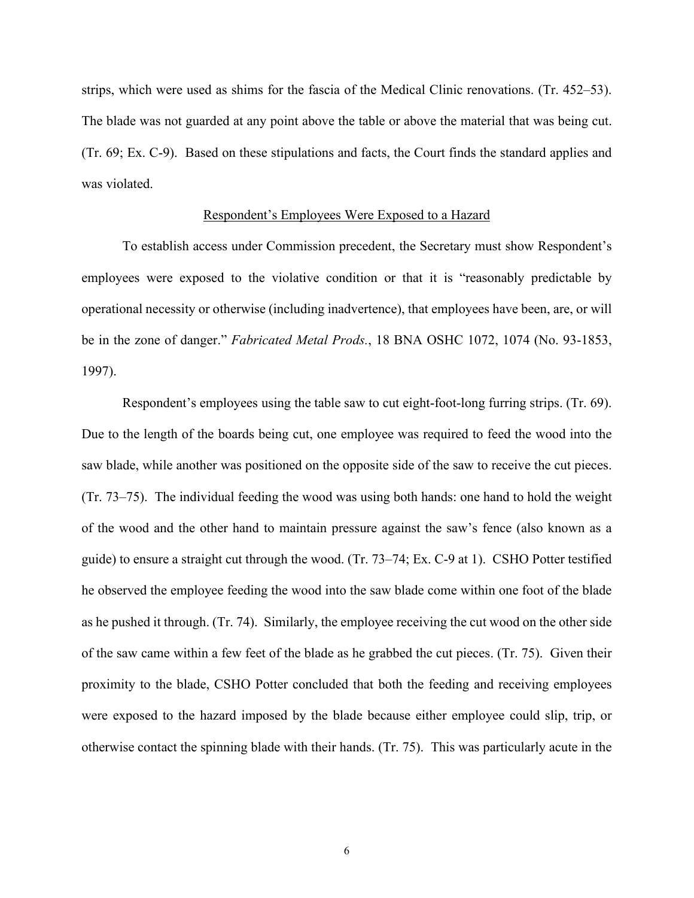strips, which were used as shims for the fascia of the Medical Clinic renovations. (Tr. 452–53). The blade was not guarded at any point above the table or above the material that was being cut. (Tr. 69; Ex. C-9). Based on these stipulations and facts, the Court finds the standard applies and was violated.

Respondent's Employees Were Exposed to a Hazard

To establish access under Commission precedent, the Secretary must show Respondent's employees were exposed to the violative condition or that it is "reasonably predictable by operational necessity or otherwise (including inadvertence), that employees have been, are, or will be in the zone of danger." *Fabricated Metal Prods.*, 18 BNA OSHC 1072, 1074 (No. 93-1853, 1997).

Respondent's employees using the table saw to cut eight-foot-long furring strips. (Tr. 69). Due to the length of the boards being cut, one employee was required to feed the wood into the saw blade, while another was positioned on the opposite side of the saw to receive the cut pieces. (Tr. 73–75). The individual feeding the wood was using both hands: one hand to hold the weight of the wood and the other hand to maintain pressure against the saw's fence (also known as a guide) to ensure a straight cut through the wood. (Tr. 73–74; Ex. C-9 at 1). CSHO Potter testified he observed the employee feeding the wood into the saw blade come within one foot of the blade as he pushed it through. (Tr. 74). Similarly, the employee receiving the cut wood on the other side of the saw came within a few feet of the blade as he grabbed the cut pieces. (Tr. 75). Given their proximity to the blade, CSHO Potter concluded that both the feeding and receiving employees were exposed to the hazard imposed by the blade because either employee could slip, trip, or otherwise contact the spinning blade with their hands. (Tr. 75). This was particularly acute in the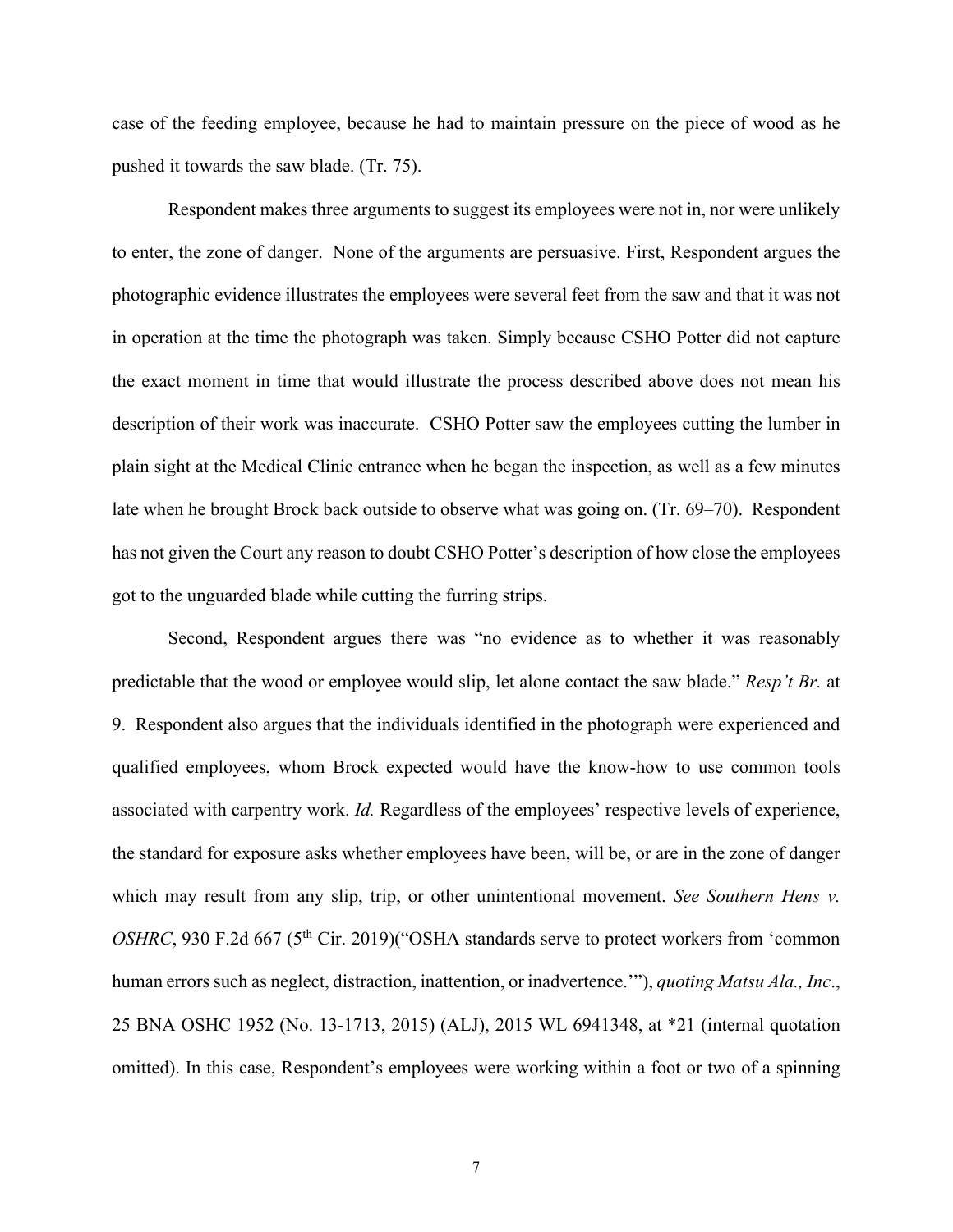case of the feeding employee, because he had to maintain pressure on the piece of wood as he pushed it towards the saw blade. (Tr. 75).

Respondent makes three arguments to suggest its employees were not in, nor were unlikely to enter, the zone of danger. None of the arguments are persuasive. First, Respondent argues the photographic evidence illustrates the employees were several feet from the saw and that it was not in operation at the time the photograph was taken. Simply because CSHO Potter did not capture the exact moment in time that would illustrate the process described above does not mean his description of their work was inaccurate. CSHO Potter saw the employees cutting the lumber in plain sight at the Medical Clinic entrance when he began the inspection, as well as a few minutes late when he brought Brock back outside to observe what was going on. (Tr. 69–70). Respondent has not given the Court any reason to doubt CSHO Potter's description of how close the employees got to the unguarded blade while cutting the furring strips.

Second, Respondent argues there was "no evidence as to whether it was reasonably predictable that the wood or employee would slip, let alone contact the saw blade." *Resp't Br.* at 9. Respondent also argues that the individuals identified in the photograph were experienced and qualified employees, whom Brock expected would have the know-how to use common tools associated with carpentry work. *Id.* Regardless of the employees' respective levels of experience, the standard for exposure asks whether employees have been, will be, or are in the zone of danger which may result from any slip, trip, or other unintentional movement. *See Southern Hens v. OSHRC*, 930 F.2d 667 (5th Cir. 2019)("OSHA standards serve to protect workers from 'common human errors such as neglect, distraction, inattention, or inadvertence.'"), *quoting Matsu Ala., Inc*., 25 BNA OSHC 1952 (No. 13-1713, 2015) (ALJ), 2015 WL 6941348, at *21 (internal quotation omitted). In this case, Respondent's employees were working within a foot or two of a spinning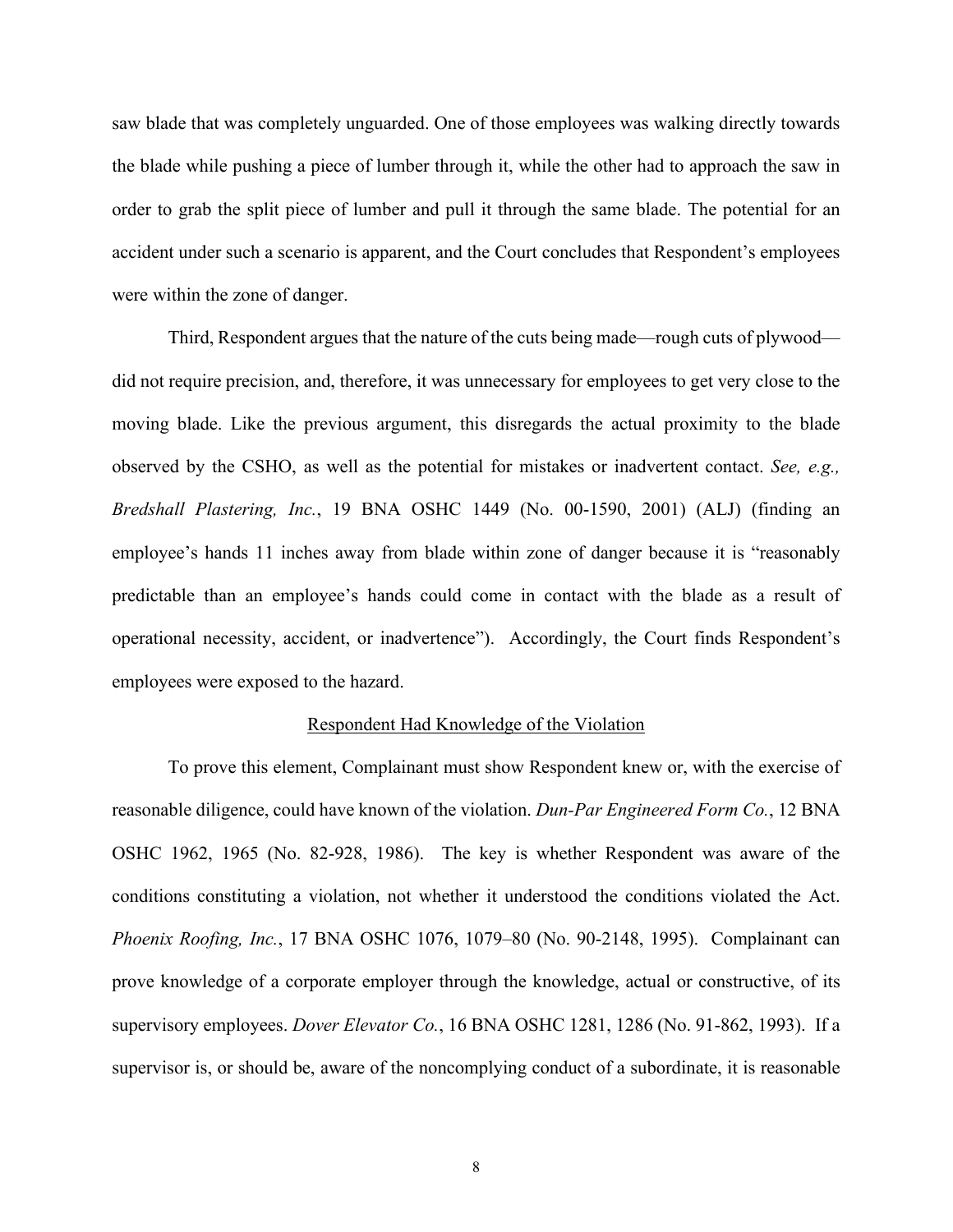saw blade that was completely unguarded. One of those employees was walking directly towards the blade while pushing a piece of lumber through it, while the other had to approach the saw in order to grab the split piece of lumber and pull it through the same blade. The potential for an accident under such a scenario is apparent, and the Court concludes that Respondent's employees were within the zone of danger.

Third, Respondent argues that the nature of the cuts being made—rough cuts of plywood—did not require precision, and, therefore, it was unnecessary for employees to get very close to the moving blade. Like the previous argument, this disregards the actual proximity to the blade observed by the CSHO, as well as the potential for mistakes or inadvertent contact. *See, e.g., Bredshall Plastering, Inc.*, 19 BNA OSHC 1449 (No. 00-1590, 2001) (ALJ) (finding an employee's hands 11 inches away from blade within zone of danger because it is "reasonably predictable than an employee's hands could come in contact with the blade as a result of operational necessity, accident, or inadvertence"). Accordingly, the Court finds Respondent's employees were exposed to the hazard.

<u>Respondent Had Knowledge of the Violation</u>

To prove this element, Complainant must show Respondent knew or, with the exercise of reasonable diligence, could have known of the violation. *Dun-Par Engineered Form Co.*, 12 BNA OSHC 1962, 1965 (No. 82-928, 1986). The key is whether Respondent was aware of the conditions constituting a violation, not whether it understood the conditions violated the Act. *Phoenix Roofing, Inc.*, 17 BNA OSHC 1076, 1079–80 (No. 90-2148, 1995). Complainant can prove knowledge of a corporate employer through the knowledge, actual or constructive, of its supervisory employees. *Dover Elevator Co.*, 16 BNA OSHC 1281, 1286 (No. 91-862, 1993). If a supervisor is, or should be, aware of the noncomplying conduct of a subordinate, it is reasonable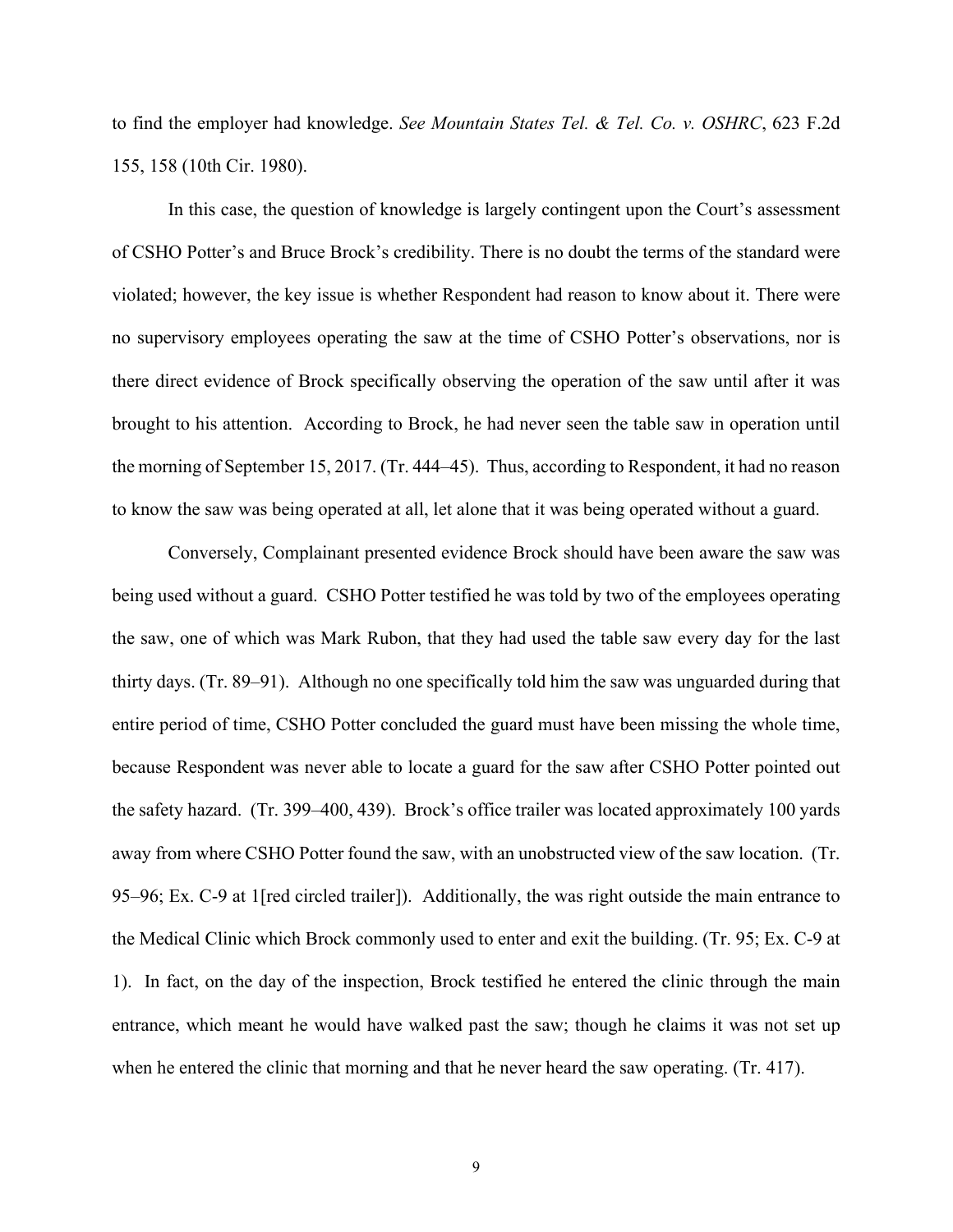to find the employer had knowledge. *See Mountain States Tel. & Tel. Co. v. OSHRC*, 623 F.2d 155, 158 (10th Cir. 1980).

In this case, the question of knowledge is largely contingent upon the Court's assessment of CSHO Potter's and Bruce Brock's credibility. There is no doubt the terms of the standard were violated; however, the key issue is whether Respondent had reason to know about it. There were no supervisory employees operating the saw at the time of CSHO Potter's observations, nor is there direct evidence of Brock specifically observing the operation of the saw until after it was brought to his attention. According to Brock, he had never seen the table saw in operation until the morning of September 15, 2017. (Tr. 444–45). Thus, according to Respondent, it had no reason to know the saw was being operated at all, let alone that it was being operated without a guard.

Conversely, Complainant presented evidence Brock should have been aware the saw was being used without a guard. CSHO Potter testified he was told by two of the employees operating the saw, one of which was Mark Rubon, that they had used the table saw every day for the last thirty days. (Tr. 89–91). Although no one specifically told him the saw was unguarded during that entire period of time, CSHO Potter concluded the guard must have been missing the whole time, because Respondent was never able to locate a guard for the saw after CSHO Potter pointed out the safety hazard. (Tr. 399–400, 439). Brock's office trailer was located approximately 100 yards away from where CSHO Potter found the saw, with an unobstructed view of the saw location. (Tr. 95–96; Ex. C-9 at 1[red circled trailer]). Additionally, the was right outside the main entrance to the Medical Clinic which Brock commonly used to enter and exit the building. (Tr. 95; Ex. C-9 at 1). In fact, on the day of the inspection, Brock testified he entered the clinic through the main entrance, which meant he would have walked past the saw; though he claims it was not set up when he entered the clinic that morning and that he never heard the saw operating. (Tr. 417).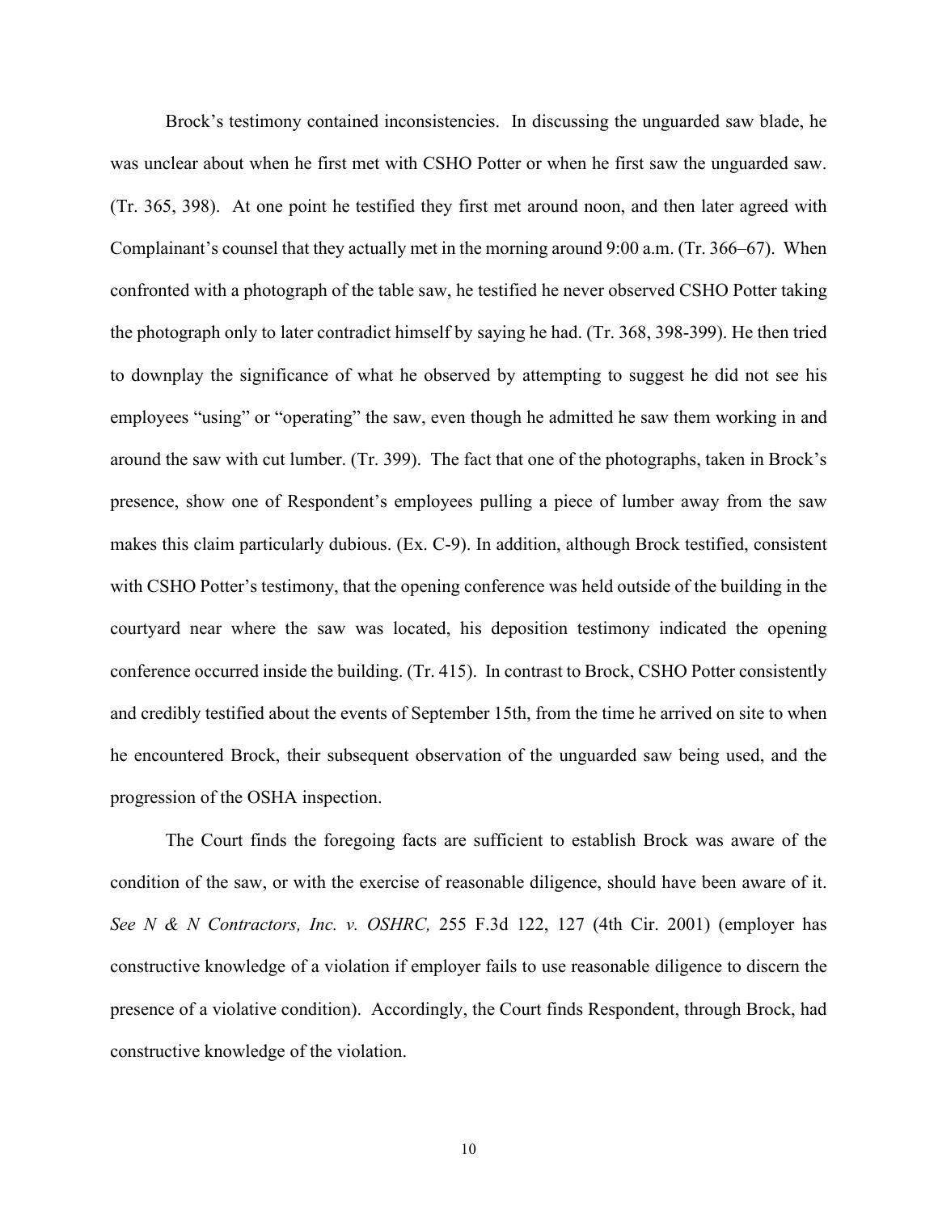Brock's testimony contained inconsistencies. In discussing the unguarded saw blade, he was unclear about when he first met with CSHO Potter or when he first saw the unguarded saw. (Tr. 365, 398). At one point he testified they first met around noon, and then later agreed with Complainant's counsel that they actually met in the morning around 9:00 a.m. (Tr. 366–67). When confronted with a photograph of the table saw, he testified he never observed CSHO Potter taking the photograph only to later contradict himself by saying he had. (Tr. 368, 398-399). He then tried to downplay the significance of what he observed by attempting to suggest he did not see his employees "using" or "operating" the saw, even though he admitted he saw them working in and around the saw with cut lumber. (Tr. 399). The fact that one of the photographs, taken in Brock's presence, show one of Respondent's employees pulling a piece of lumber away from the saw makes this claim particularly dubious. (Ex. C-9). In addition, although Brock testified, consistent with CSHO Potter's testimony, that the opening conference was held outside of the building in the courtyard near where the saw was located, his deposition testimony indicated the opening conference occurred inside the building. (Tr. 415). In contrast to Brock, CSHO Potter consistently and credibly testified about the events of September 15th, from the time he arrived on site to when he encountered Brock, their subsequent observation of the unguarded saw being used, and the progression of the OSHA inspection.

The Court finds the foregoing facts are sufficient to establish Brock was aware of the condition of the saw, or with the exercise of reasonable diligence, should have been aware of it. *See N & N Contractors, Inc. v. OSHRC,* 255 F.3d 122, 127 (4th Cir. 2001) (employer has constructive knowledge of a violation if employer fails to use reasonable diligence to discern the presence of a violative condition). Accordingly, the Court finds Respondent, through Brock, had constructive knowledge of the violation.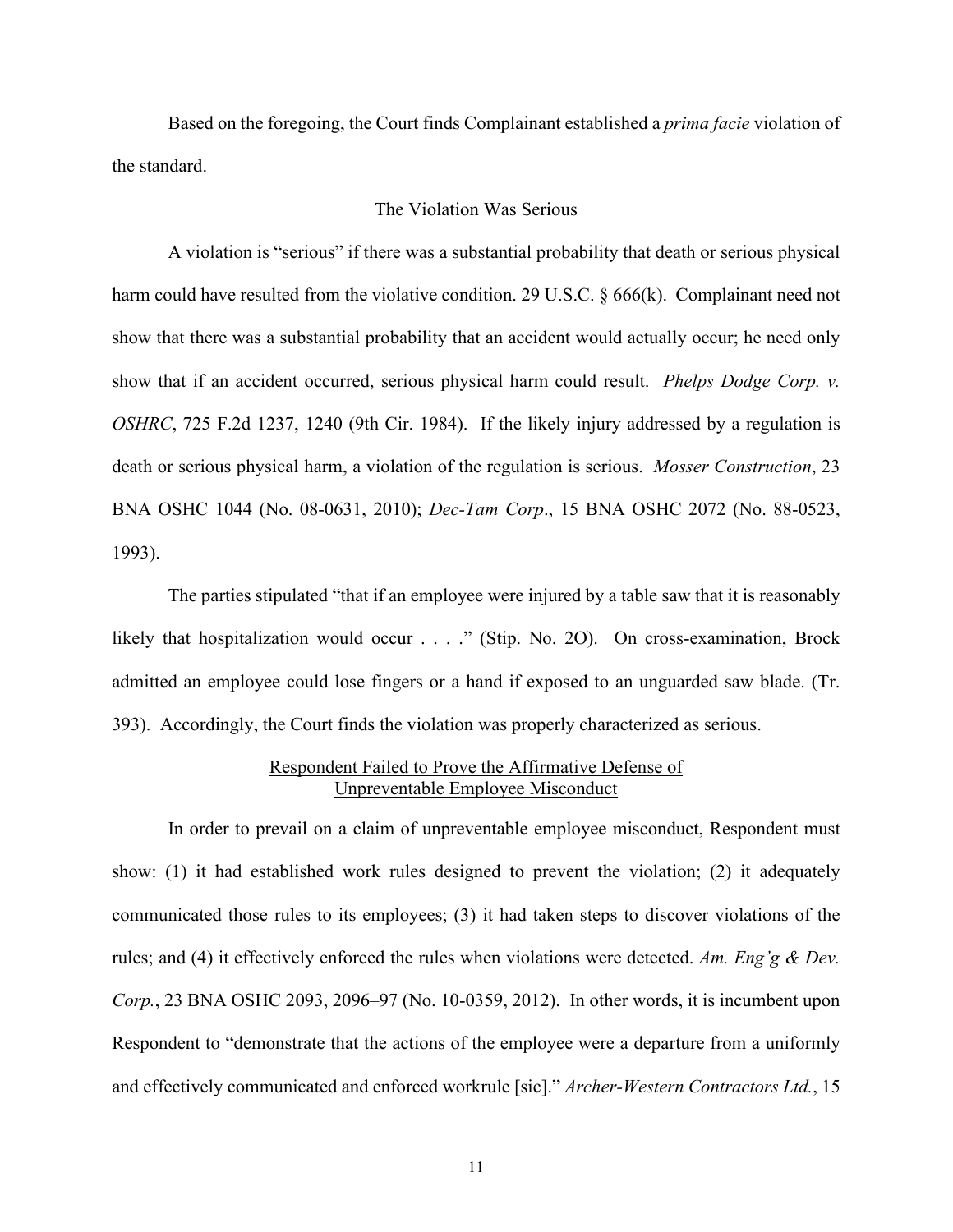Based on the foregoing, the Court finds Complainant established a *prima facie* violation of the standard.

## The Violation Was Serious

A violation is "serious" if there was a substantial probability that death or serious physical harm could have resulted from the violative condition. 29 U.S.C. § 666(k). Complainant need not show that there was a substantial probability that an accident would actually occur; he need only show that if an accident occurred, serious physical harm could result. *Phelps Dodge Corp. v. OSHRC*, 725 F.2d 1237, 1240 (9th Cir. 1984). If the likely injury addressed by a regulation is death or serious physical harm, a violation of the regulation is serious. *Mosser Construction*, 23 BNA OSHC 1044 (No. 08-0631, 2010); *Dec-Tam Corp*., 15 BNA OSHC 2072 (No. 88-0523, 1993).

The parties stipulated "that if an employee were injured by a table saw that it is reasonably likely that hospitalization would occur . . . ." (Stip. No. 2O). On cross-examination, Brock admitted an employee could lose fingers or a hand if exposed to an unguarded saw blade. (Tr. 393). Accordingly, the Court finds the violation was properly characterized as serious.

## Respondent Failed to Prove the Affirmative Defense of Unpreventable Employee Misconduct

In order to prevail on a claim of unpreventable employee misconduct, Respondent must show: (1) it had established work rules designed to prevent the violation; (2) it adequately communicated those rules to its employees; (3) it had taken steps to discover violations of the rules; and (4) it effectively enforced the rules when violations were detected. *Am. Eng'g & Dev. Corp.*, 23 BNA OSHC 2093, 2096–97 (No. 10-0359, 2012). In other words, it is incumbent upon Respondent to "demonstrate that the actions of the employee were a departure from a uniformly and effectively communicated and enforced workrule [sic]." *Archer-Western Contractors Ltd.*, 15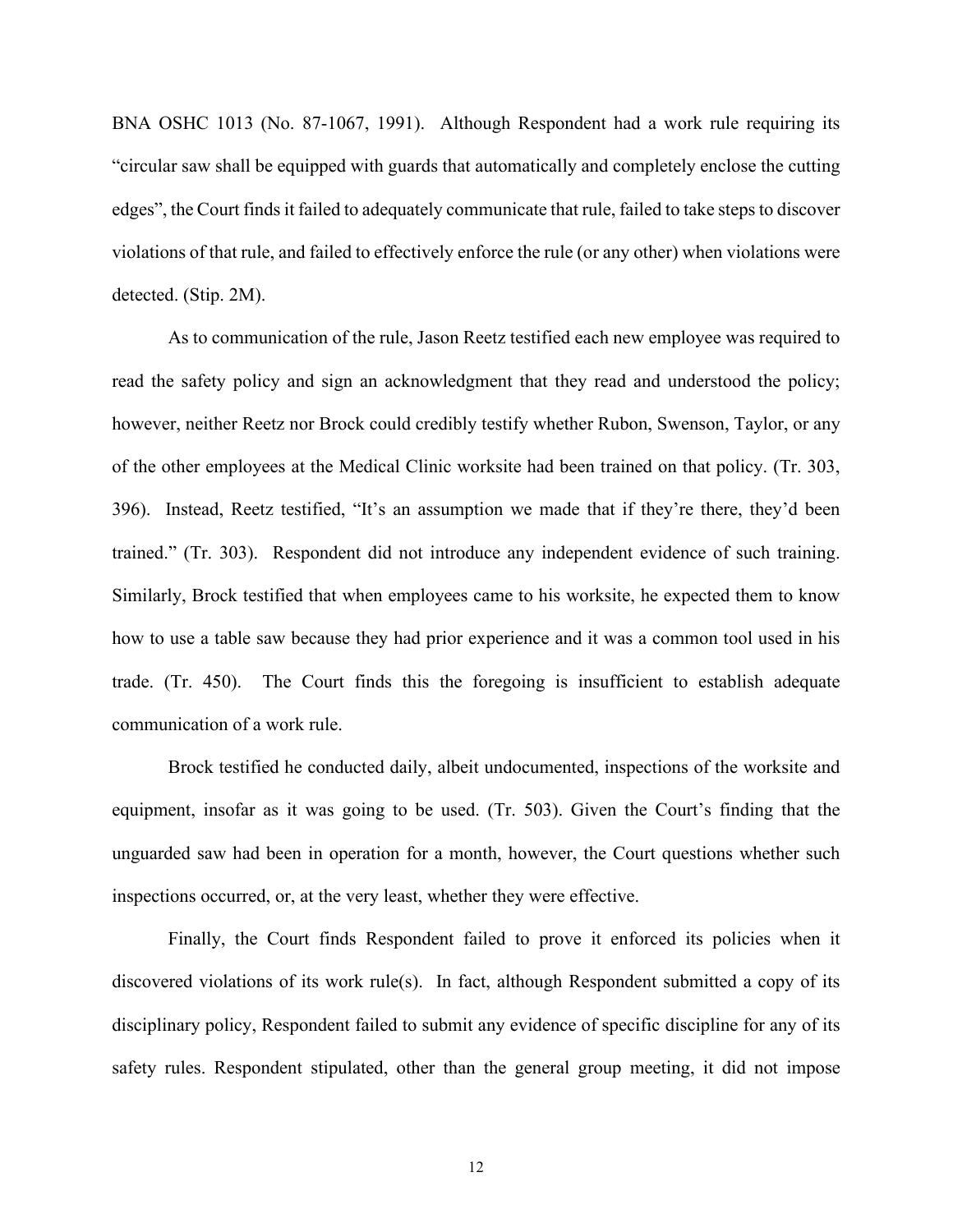BNA OSHC 1013 (No. 87-1067, 1991). Although Respondent had a work rule requiring its "circular saw shall be equipped with guards that automatically and completely enclose the cutting edges", the Court finds it failed to adequately communicate that rule, failed to take steps to discover violations of that rule, and failed to effectively enforce the rule (or any other) when violations were detected. (Stip. 2M).

As to communication of the rule, Jason Reetz testified each new employee was required to read the safety policy and sign an acknowledgment that they read and understood the policy; however, neither Reetz nor Brock could credibly testify whether Rubon, Swenson, Taylor, or any of the other employees at the Medical Clinic worksite had been trained on that policy. (Tr. 303, 396). Instead, Reetz testified, "It's an assumption we made that if they're there, they'd been trained." (Tr. 303). Respondent did not introduce any independent evidence of such training. Similarly, Brock testified that when employees came to his worksite, he expected them to know how to use a table saw because they had prior experience and it was a common tool used in his trade. (Tr. 450). The Court finds this the foregoing is insufficient to establish adequate communication of a work rule.

Brock testified he conducted daily, albeit undocumented, inspections of the worksite and equipment, insofar as it was going to be used. (Tr. 503). Given the Court's finding that the unguarded saw had been in operation for a month, however, the Court questions whether such inspections occurred, or, at the very least, whether they were effective.

Finally, the Court finds Respondent failed to prove it enforced its policies when it discovered violations of its work rule(s). In fact, although Respondent submitted a copy of its disciplinary policy, Respondent failed to submit any evidence of specific discipline for any of its safety rules. Respondent stipulated, other than the general group meeting, it did not impose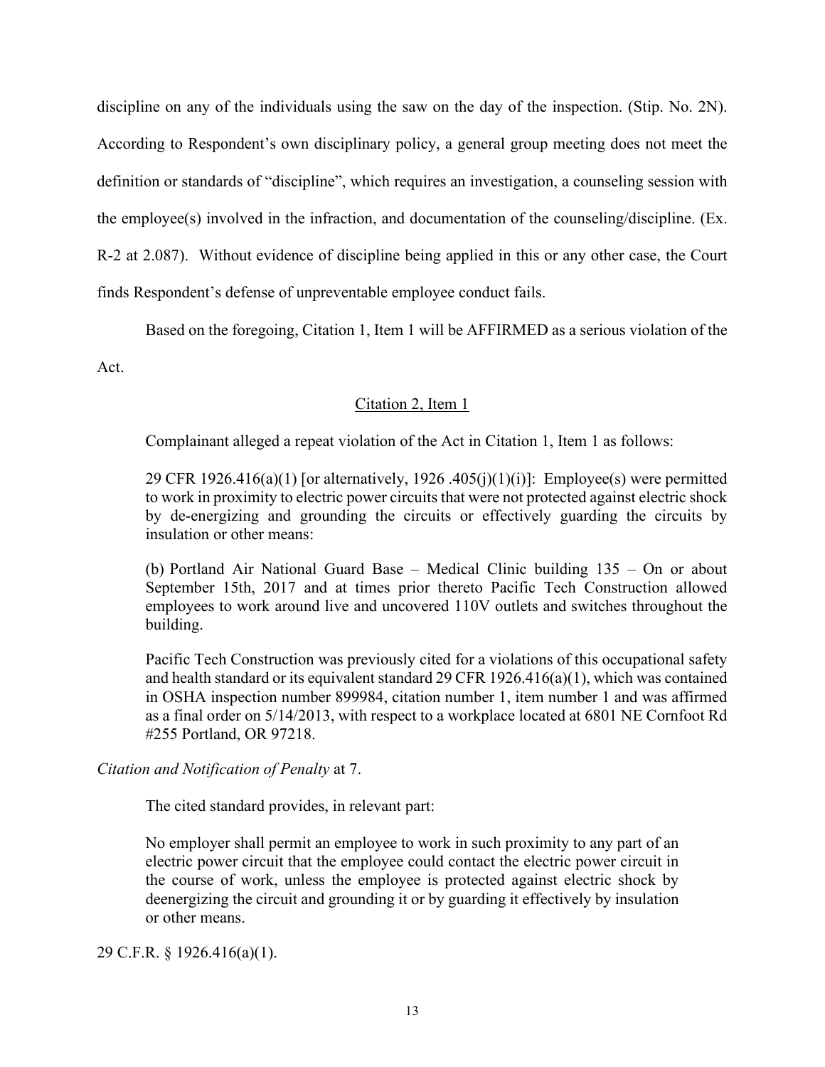discipline on any of the individuals using the saw on the day of the inspection. (Stip. No. 2N). According to Respondent's own disciplinary policy, a general group meeting does not meet the definition or standards of "discipline", which requires an investigation, a counseling session with the employee(s) involved in the infraction, and documentation of the counseling/discipline. (Ex. R-2 at 2.087). Without evidence of discipline being applied in this or any other case, the Court finds Respondent's defense of unpreventable employee conduct fails.

Based on the foregoing, Citation 1, Item 1 will be AFFIRMED as a serious violation of the Act.

<u>Citation 2, Item 1</u>

Complainant alleged a repeat violation of the Act in Citation 1, Item 1 as follows:

> 29 CFR 1926.416(a)(1) [or alternatively, 1926 .405(j)(1)(i)]: Employee(s) were permitted to work in proximity to electric power circuits that were not protected against electric shock by de-energizing and grounding the circuits or effectively guarding the circuits by insulation or other means:
>
> (b) Portland Air National Guard Base – Medical Clinic building 135 – On or about September 15th, 2017 and at times prior thereto Pacific Tech Construction allowed employees to work around live and uncovered 110V outlets and switches throughout the building.
>
> Pacific Tech Construction was previously cited for a violations of this occupational safety and health standard or its equivalent standard 29 CFR 1926.416(a)(1), which was contained in OSHA inspection number 899984, citation number 1, item number 1 and was affirmed as a final order on 5/14/2013, with respect to a workplace located at 6801 NE Cornfoot Rd #255 Portland, OR 97218.

*Citation and Notification of Penalty* at 7.

The cited standard provides, in relevant part:

> No employer shall permit an employee to work in such proximity to any part of an electric power circuit that the employee could contact the electric power circuit in the course of work, unless the employee is protected against electric shock by deenergizing the circuit and grounding it or by guarding it effectively by insulation or other means.

29 C.F.R. § 1926.416(a)(1).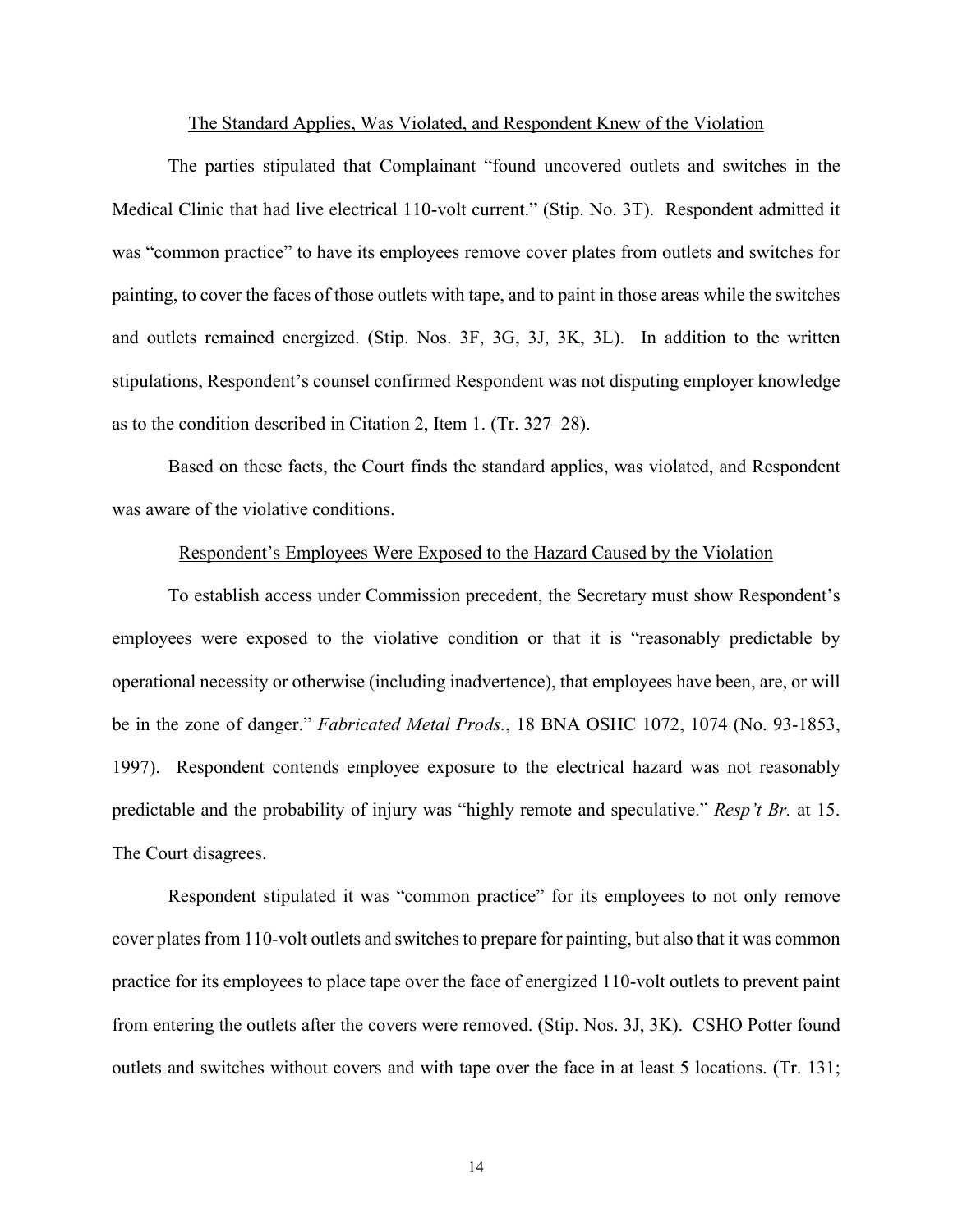The Standard Applies, Was Violated, and Respondent Knew of the Violation

The parties stipulated that Complainant "found uncovered outlets and switches in the Medical Clinic that had live electrical 110-volt current." (Stip. No. 3T). Respondent admitted it was "common practice" to have its employees remove cover plates from outlets and switches for painting, to cover the faces of those outlets with tape, and to paint in those areas while the switches and outlets remained energized. (Stip. Nos. 3F, 3G, 3J, 3K, 3L). In addition to the written stipulations, Respondent's counsel confirmed Respondent was not disputing employer knowledge as to the condition described in Citation 2, Item 1. (Tr. 327–28).

Based on these facts, the Court finds the standard applies, was violated, and Respondent was aware of the violative conditions.

Respondent's Employees Were Exposed to the Hazard Caused by the Violation

To establish access under Commission precedent, the Secretary must show Respondent's employees were exposed to the violative condition or that it is "reasonably predictable by operational necessity or otherwise (including inadvertence), that employees have been, are, or will be in the zone of danger." *Fabricated Metal Prods.*, 18 BNA OSHC 1072, 1074 (No. 93-1853, 1997). Respondent contends employee exposure to the electrical hazard was not reasonably predictable and the probability of injury was "highly remote and speculative." *Resp't Br.* at 15. The Court disagrees.

Respondent stipulated it was "common practice" for its employees to not only remove cover plates from 110-volt outlets and switches to prepare for painting, but also that it was common practice for its employees to place tape over the face of energized 110-volt outlets to prevent paint from entering the outlets after the covers were removed. (Stip. Nos. 3J, 3K). CSHO Potter found outlets and switches without covers and with tape over the face in at least 5 locations. (Tr. 131;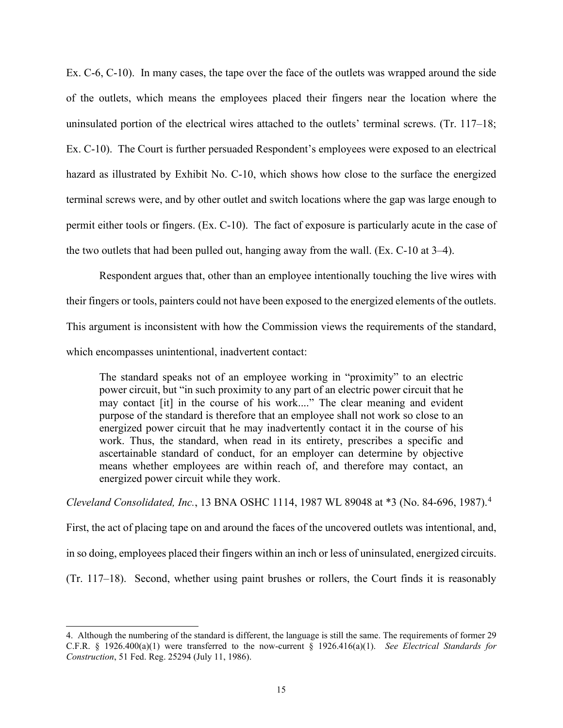Ex. C-6, C-10). In many cases, the tape over the face of the outlets was wrapped around the side of the outlets, which means the employees placed their fingers near the location where the uninsulated portion of the electrical wires attached to the outlets' terminal screws. (Tr. 117–18; Ex. C-10). The Court is further persuaded Respondent's employees were exposed to an electrical hazard as illustrated by Exhibit No. C-10, which shows how close to the surface the energized terminal screws were, and by other outlet and switch locations where the gap was large enough to permit either tools or fingers. (Ex. C-10). The fact of exposure is particularly acute in the case of the two outlets that had been pulled out, hanging away from the wall. (Ex. C-10 at 3–4).

Respondent argues that, other than an employee intentionally touching the live wires with their fingers or tools, painters could not have been exposed to the energized elements of the outlets. This argument is inconsistent with how the Commission views the requirements of the standard, which encompasses unintentional, inadvertent contact:

> The standard speaks not of an employee working in "proximity" to an electric power circuit, but "in such proximity to any part of an electric power circuit that he may contact [it] in the course of his work...." The clear meaning and evident purpose of the standard is therefore that an employee shall not work so close to an energized power circuit that he may inadvertently contact it in the course of his work. Thus, the standard, when read in its entirety, prescribes a specific and ascertainable standard of conduct, for an employer can determine by objective means whether employees are within reach of, and therefore may contact, an energized power circuit while they work.

*Cleveland Consolidated, Inc.*, 13 BNA OSHC 1114, 1987 WL 89048 at *3 (No. 84-696, 1987).[4]

First, the act of placing tape on and around the faces of the uncovered outlets was intentional, and, in so doing, employees placed their fingers within an inch or less of uninsulated, energized circuits. (Tr. 117–18). Second, whether using paint brushes or rollers, the Court finds it is reasonably

---

4. Although the numbering of the standard is different, the language is still the same. The requirements of former 29 C.F.R. § 1926.400(a)(1) were transferred to the now-current § 1926.416(a)(1). *See Electrical Standards for Construction*, 51 Fed. Reg. 25294 (July 11, 1986).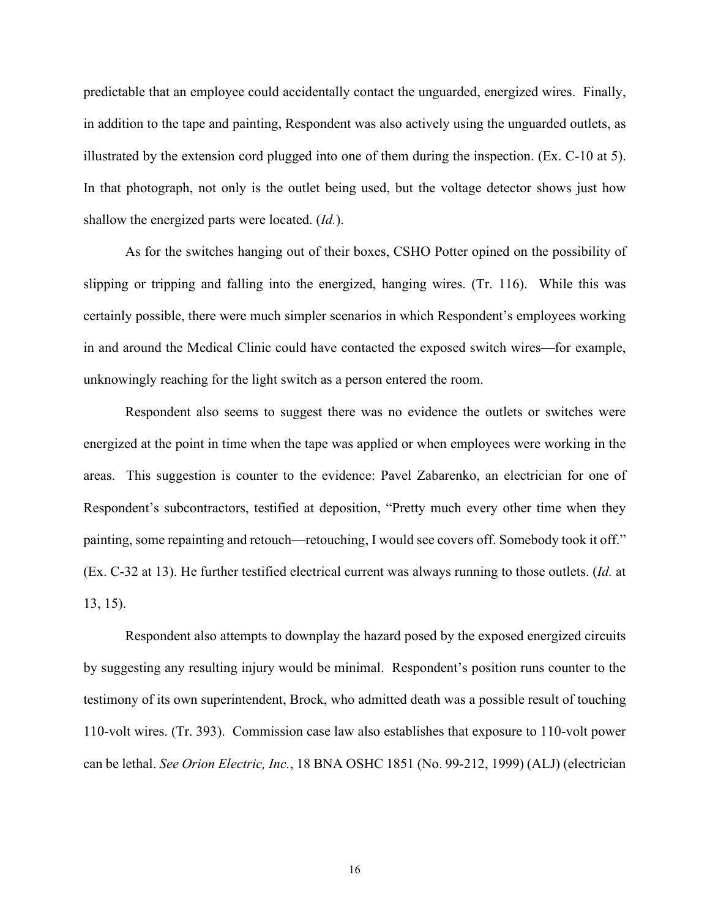predictable that an employee could accidentally contact the unguarded, energized wires. Finally, in addition to the tape and painting, Respondent was also actively using the unguarded outlets, as illustrated by the extension cord plugged into one of them during the inspection. (Ex. C-10 at 5). In that photograph, not only is the outlet being used, but the voltage detector shows just how shallow the energized parts were located. (*Id.*).

As for the switches hanging out of their boxes, CSHO Potter opined on the possibility of slipping or tripping and falling into the energized, hanging wires. (Tr. 116). While this was certainly possible, there were much simpler scenarios in which Respondent's employees working in and around the Medical Clinic could have contacted the exposed switch wires—for example, unknowingly reaching for the light switch as a person entered the room.

Respondent also seems to suggest there was no evidence the outlets or switches were energized at the point in time when the tape was applied or when employees were working in the areas. This suggestion is counter to the evidence: Pavel Zabarenko, an electrician for one of Respondent's subcontractors, testified at deposition, "Pretty much every other time when they painting, some repainting and retouch—retouching, I would see covers off. Somebody took it off." (Ex. C-32 at 13). He further testified electrical current was always running to those outlets. (*Id.* at 13, 15).

Respondent also attempts to downplay the hazard posed by the exposed energized circuits by suggesting any resulting injury would be minimal. Respondent's position runs counter to the testimony of its own superintendent, Brock, who admitted death was a possible result of touching 110-volt wires. (Tr. 393). Commission case law also establishes that exposure to 110-volt power can be lethal. *See Orion Electric, Inc.*, 18 BNA OSHC 1851 (No. 99-212, 1999) (ALJ) (electrician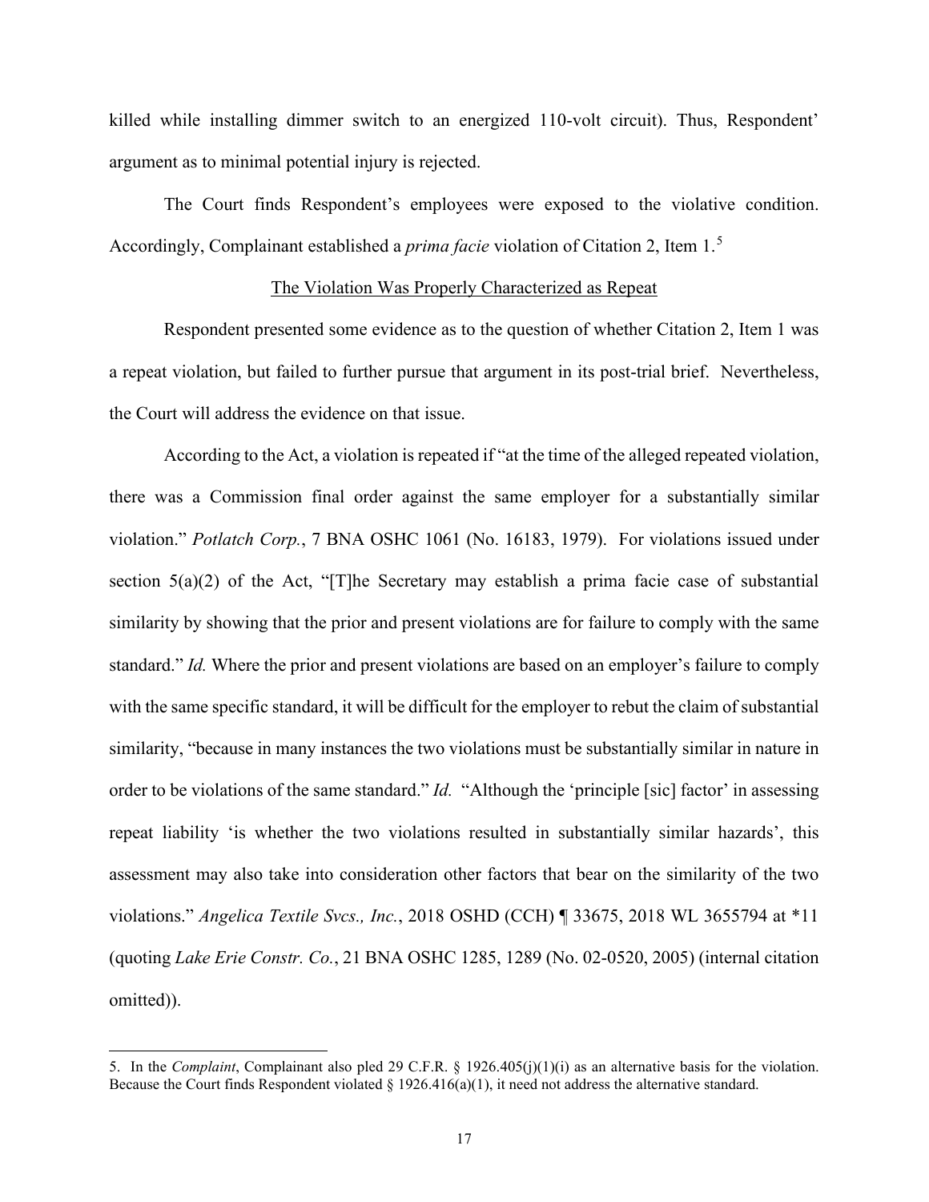killed while installing dimmer switch to an energized 110-volt circuit). Thus, Respondent' argument as to minimal potential injury is rejected.

The Court finds Respondent's employees were exposed to the violative condition. Accordingly, Complainant established a *prima facie* violation of Citation 2, Item 1.[5]

<u>The Violation Was Properly Characterized as Repeat</u>

Respondent presented some evidence as to the question of whether Citation 2, Item 1 was a repeat violation, but failed to further pursue that argument in its post-trial brief. Nevertheless, the Court will address the evidence on that issue.

According to the Act, a violation is repeated if "at the time of the alleged repeated violation, there was a Commission final order against the same employer for a substantially similar violation." *Potlatch Corp.*, 7 BNA OSHC 1061 (No. 16183, 1979). For violations issued under section 5(a)(2) of the Act, "[T]he Secretary may establish a prima facie case of substantial similarity by showing that the prior and present violations are for failure to comply with the same standard." *Id.* Where the prior and present violations are based on an employer's failure to comply with the same specific standard, it will be difficult for the employer to rebut the claim of substantial similarity, "because in many instances the two violations must be substantially similar in nature in order to be violations of the same standard." *Id.* "Although the 'principle [sic] factor' in assessing repeat liability 'is whether the two violations resulted in substantially similar hazards', this assessment may also take into consideration other factors that bear on the similarity of the two violations." *Angelica Textile Svcs., Inc.*, 2018 OSHD (CCH) ¶ 33675, 2018 WL 3655794 at *11 (quoting *Lake Erie Constr. Co.*, 21 BNA OSHC 1285, 1289 (No. 02-0520, 2005) (internal citation omitted)).

---

5. In the *Complaint*, Complainant also pled 29 C.F.R. § 1926.405(j)(1)(i) as an alternative basis for the violation. Because the Court finds Respondent violated § 1926.416(a)(1), it need not address the alternative standard.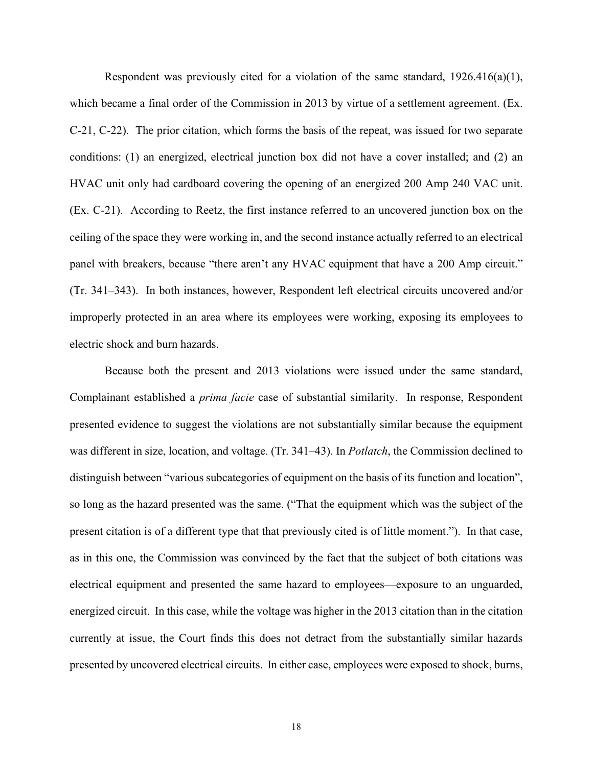Respondent was previously cited for a violation of the same standard, 1926.416(a)(1), which became a final order of the Commission in 2013 by virtue of a settlement agreement. (Ex. C-21, C-22). The prior citation, which forms the basis of the repeat, was issued for two separate conditions: (1) an energized, electrical junction box did not have a cover installed; and (2) an HVAC unit only had cardboard covering the opening of an energized 200 Amp 240 VAC unit. (Ex. C-21). According to Reetz, the first instance referred to an uncovered junction box on the ceiling of the space they were working in, and the second instance actually referred to an electrical panel with breakers, because "there aren't any HVAC equipment that have a 200 Amp circuit." (Tr. 341–343). In both instances, however, Respondent left electrical circuits uncovered and/or improperly protected in an area where its employees were working, exposing its employees to electric shock and burn hazards.

Because both the present and 2013 violations were issued under the same standard, Complainant established a *prima facie* case of substantial similarity. In response, Respondent presented evidence to suggest the violations are not substantially similar because the equipment was different in size, location, and voltage. (Tr. 341–43). In *Potlatch*, the Commission declined to distinguish between "various subcategories of equipment on the basis of its function and location", so long as the hazard presented was the same. ("That the equipment which was the subject of the present citation is of a different type that that previously cited is of little moment."). In that case, as in this one, the Commission was convinced by the fact that the subject of both citations was electrical equipment and presented the same hazard to employees—exposure to an unguarded, energized circuit. In this case, while the voltage was higher in the 2013 citation than in the citation currently at issue, the Court finds this does not detract from the substantially similar hazards presented by uncovered electrical circuits. In either case, employees were exposed to shock, burns,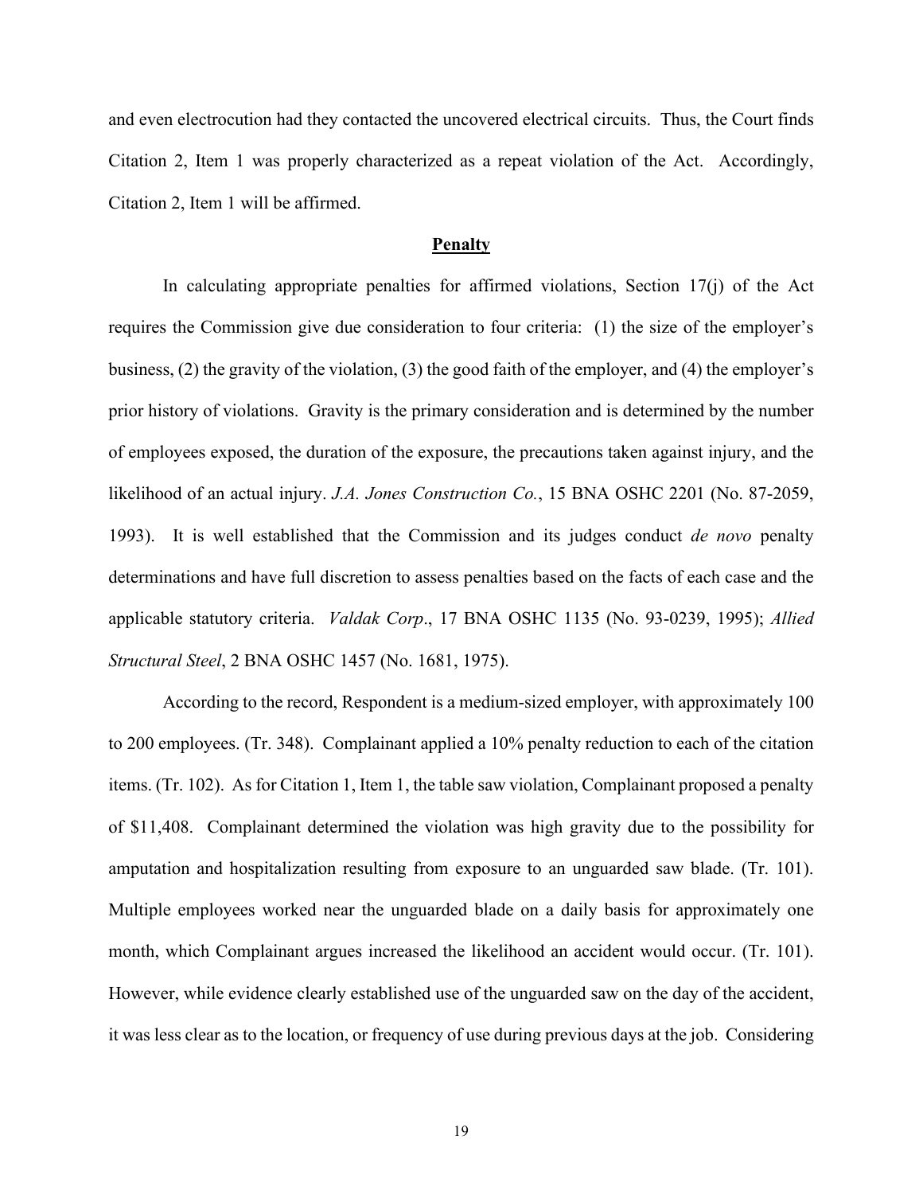and even electrocution had they contacted the uncovered electrical circuits. Thus, the Court finds Citation 2, Item 1 was properly characterized as a repeat violation of the Act. Accordingly, Citation 2, Item 1 will be affirmed.

**Penalty**

In calculating appropriate penalties for affirmed violations, Section 17(j) of the Act requires the Commission give due consideration to four criteria: (1) the size of the employer's business, (2) the gravity of the violation, (3) the good faith of the employer, and (4) the employer's prior history of violations. Gravity is the primary consideration and is determined by the number of employees exposed, the duration of the exposure, the precautions taken against injury, and the likelihood of an actual injury. *J.A. Jones Construction Co.*, 15 BNA OSHC 2201 (No. 87-2059, 1993). It is well established that the Commission and its judges conduct *de novo* penalty determinations and have full discretion to assess penalties based on the facts of each case and the applicable statutory criteria. *Valdak Corp*., 17 BNA OSHC 1135 (No. 93-0239, 1995); *Allied Structural Steel*, 2 BNA OSHC 1457 (No. 1681, 1975).

According to the record, Respondent is a medium-sized employer, with approximately 100 to 200 employees. (Tr. 348). Complainant applied a 10% penalty reduction to each of the citation items. (Tr. 102). As for Citation 1, Item 1, the table saw violation, Complainant proposed a penalty of $11,408. Complainant determined the violation was high gravity due to the possibility for amputation and hospitalization resulting from exposure to an unguarded saw blade. (Tr. 101). Multiple employees worked near the unguarded blade on a daily basis for approximately one month, which Complainant argues increased the likelihood an accident would occur. (Tr. 101). However, while evidence clearly established use of the unguarded saw on the day of the accident, it was less clear as to the location, or frequency of use during previous days at the job. Considering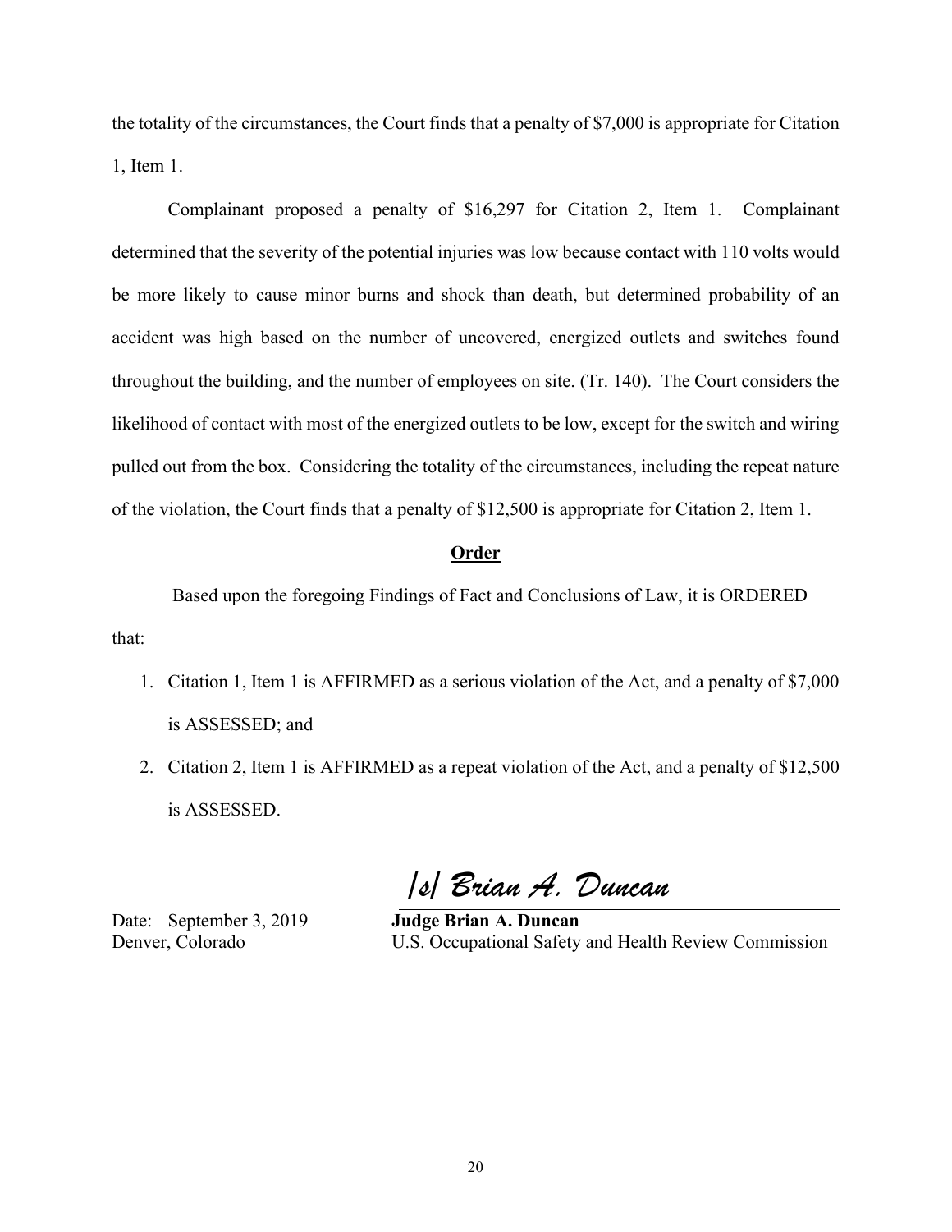the totality of the circumstances, the Court finds that a penalty of $7,000 is appropriate for Citation 1, Item 1.

Complainant proposed a penalty of $16,297 for Citation 2, Item 1. Complainant determined that the severity of the potential injuries was low because contact with 110 volts would be more likely to cause minor burns and shock than death, but determined probability of an accident was high based on the number of uncovered, energized outlets and switches found throughout the building, and the number of employees on site. (Tr. 140). The Court considers the likelihood of contact with most of the energized outlets to be low, except for the switch and wiring pulled out from the box. Considering the totality of the circumstances, including the repeat nature of the violation, the Court finds that a penalty of $12,500 is appropriate for Citation 2, Item 1.

## Order

Based upon the foregoing Findings of Fact and Conclusions of Law, it is ORDERED that:

1. Citation 1, Item 1 is AFFIRMED as a serious violation of the Act, and a penalty of $7,000 is ASSESSED; and
2. Citation 2, Item 1 is AFFIRMED as a repeat violation of the Act, and a penalty of $12,500 is ASSESSED.

*/s/ Brian A. Duncan*

Date: September 3, 2019
Denver, Colorado

**Judge Brian A. Duncan**
U.S. Occupational Safety and Health Review Commission